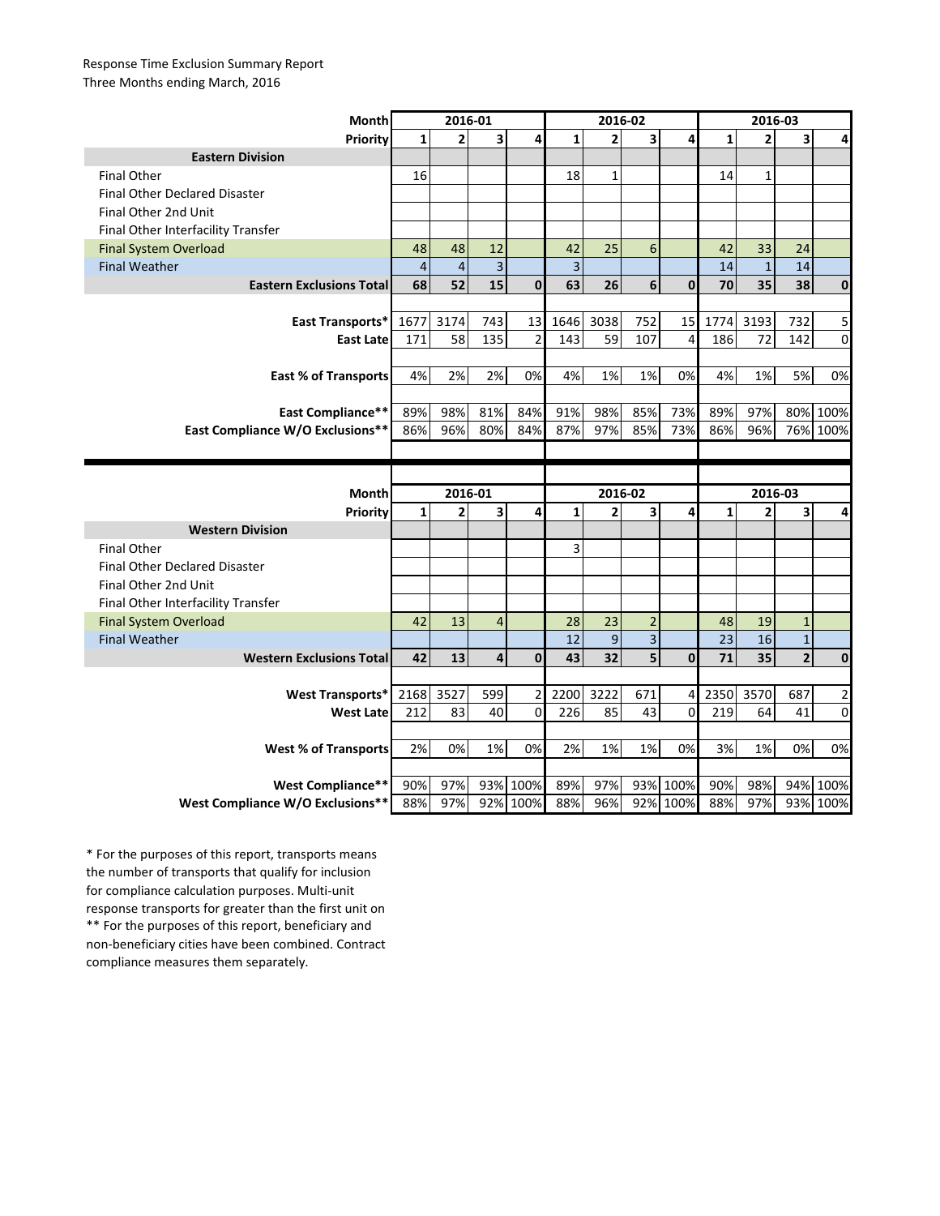Response Time Exclusion Summary Report
Three Months ending March, 2016

| Month | 2016-01 | | | | 2016-02 | | | | 2016-03 | | | |
|---|---|---|---|---|---|---|---|---|---|---|---|---|
| **Priority** | **1** | **2** | **3** | **4** | **1** | **2** | **3** | **4** | **1** | **2** | **3** | **4** |
| **Eastern Division** | | | | | | | | | | | | |
| Final Other | 16 | | | | 18 | 1 | | | 14 | 1 | | |
| Final Other Declared Disaster | | | | | | | | | | | | |
| Final Other 2nd Unit | | | | | | | | | | | | |
| Final Other Interfacility Transfer | | | | | | | | | | | | |
| Final System Overload | 48 | 48 | 12 | | 42 | 25 | 6 | | 42 | 33 | 24 | |
| Final Weather | 4 | 4 | 3 | | 3 | | | | 14 | 1 | 14 | |
| **Eastern Exclusions Total** | **68** | **52** | **15** | **0** | **63** | **26** | **6** | **0** | **70** | **35** | **38** | **0** |
| | | | | | | | | | | | | |
| **East Transports*** | 1677 | 3174 | 743 | 13 | 1646 | 3038 | 752 | 15 | 1774 | 3193 | 732 | 5 |
| **East Late** | 171 | 58 | 135 | 2 | 143 | 59 | 107 | 4 | 186 | 72 | 142 | 0 |
| | | | | | | | | | | | | |
| **East % of Transports** | 4% | 2% | 2% | 0% | 4% | 1% | 1% | 0% | 4% | 1% | 5% | 0% |
| | | | | | | | | | | | | |
| **East Compliance**** | 89% | 98% | 81% | 84% | 91% | 98% | 85% | 73% | 89% | 97% | 80% | 100% |
| **East Compliance W/O Exclusions**** | 86% | 96% | 80% | 84% | 87% | 97% | 85% | 73% | 86% | 96% | 76% | 100% |

| Month | 2016-01 | | | | 2016-02 | | | | 2016-03 | | | |
|---|---|---|---|---|---|---|---|---|---|---|---|---|
| **Priority** | **1** | **2** | **3** | **4** | **1** | **2** | **3** | **4** | **1** | **2** | **3** | **4** |
| **Western Division** | | | | | | | | | | | | |
| Final Other | | | | | 3 | | | | | | | |
| Final Other Declared Disaster | | | | | | | | | | | | |
| Final Other 2nd Unit | | | | | | | | | | | | |
| Final Other Interfacility Transfer | | | | | | | | | | | | |
| Final System Overload | 42 | 13 | 4 | | 28 | 23 | 2 | | 48 | 19 | 1 | |
| Final Weather | | | | | 12 | 9 | 3 | | 23 | 16 | 1 | |
| **Western Exclusions Total** | **42** | **13** | **4** | **0** | **43** | **32** | **5** | **0** | **71** | **35** | **2** | **0** |
| | | | | | | | | | | | | |
| **West Transports*** | 2168 | 3527 | 599 | 2 | 2200 | 3222 | 671 | 4 | 2350 | 3570 | 687 | 2 |
| **West Late** | 212 | 83 | 40 | 0 | 226 | 85 | 43 | 0 | 219 | 64 | 41 | 0 |
| | | | | | | | | | | | | |
| **West % of Transports** | 2% | 0% | 1% | 0% | 2% | 1% | 1% | 0% | 3% | 1% | 0% | 0% |
| | | | | | | | | | | | | |
| **West Compliance**** | 90% | 97% | 93% | 100% | 89% | 97% | 93% | 100% | 90% | 98% | 94% | 100% |
| **West Compliance W/O Exclusions**** | 88% | 97% | 92% | 100% | 88% | 96% | 92% | 100% | 88% | 97% | 93% | 100% |

* For the purposes of this report, transports means the number of transports that qualify for inclusion for compliance calculation purposes. Multi-unit response transports for greater than the first unit on
** For the purposes of this report, beneficiary and non-beneficiary cities have been combined. Contract compliance measures them separately.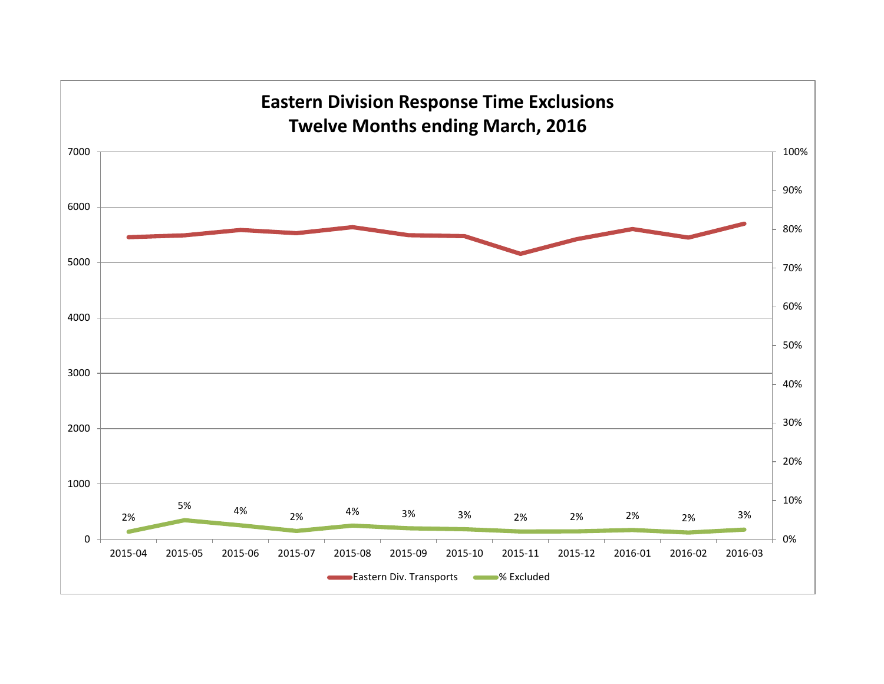# Eastern Division Response Time Exclusions
## Twelve Months ending March, 2016

| Month | % Excluded |
|---|---|
| 2015-04 | 2% |
| 2015-05 | 5% |
| 2015-06 | 4% |
| 2015-07 | 2% |
| 2015-08 | 4% |
| 2015-09 | 3% |
| 2015-10 | 3% |
| 2015-11 | 2% |
| 2015-12 | 2% |
| 2016-01 | 2% |
| 2016-02 | 2% |
| 2016-03 | 3% |

Eastern Div. Transports — % Excluded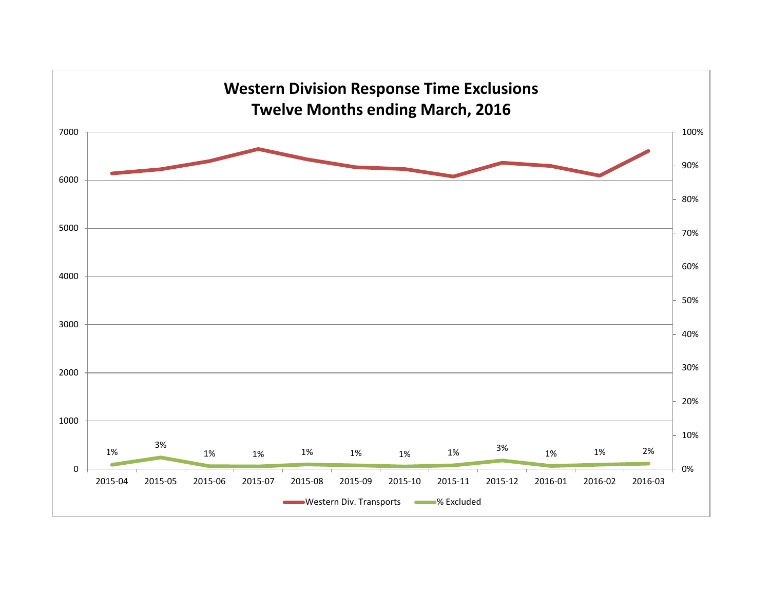# Western Division Response Time Exclusions
## Twelve Months ending March, 2016

7000
6000
5000
4000
3000
2000
1000
0

100%
90%
80%
70%
60%
50%
40%
30%
20%
10%
0%

1% 3% 1% 1% 1% 1% 1% 1% 3% 1% 1% 2%

2015-04 2015-05 2015-06 2015-07 2015-08 2015-09 2015-10 2015-11 2015-12 2016-01 2016-02 2016-03

Western Div. Transports
% Excluded